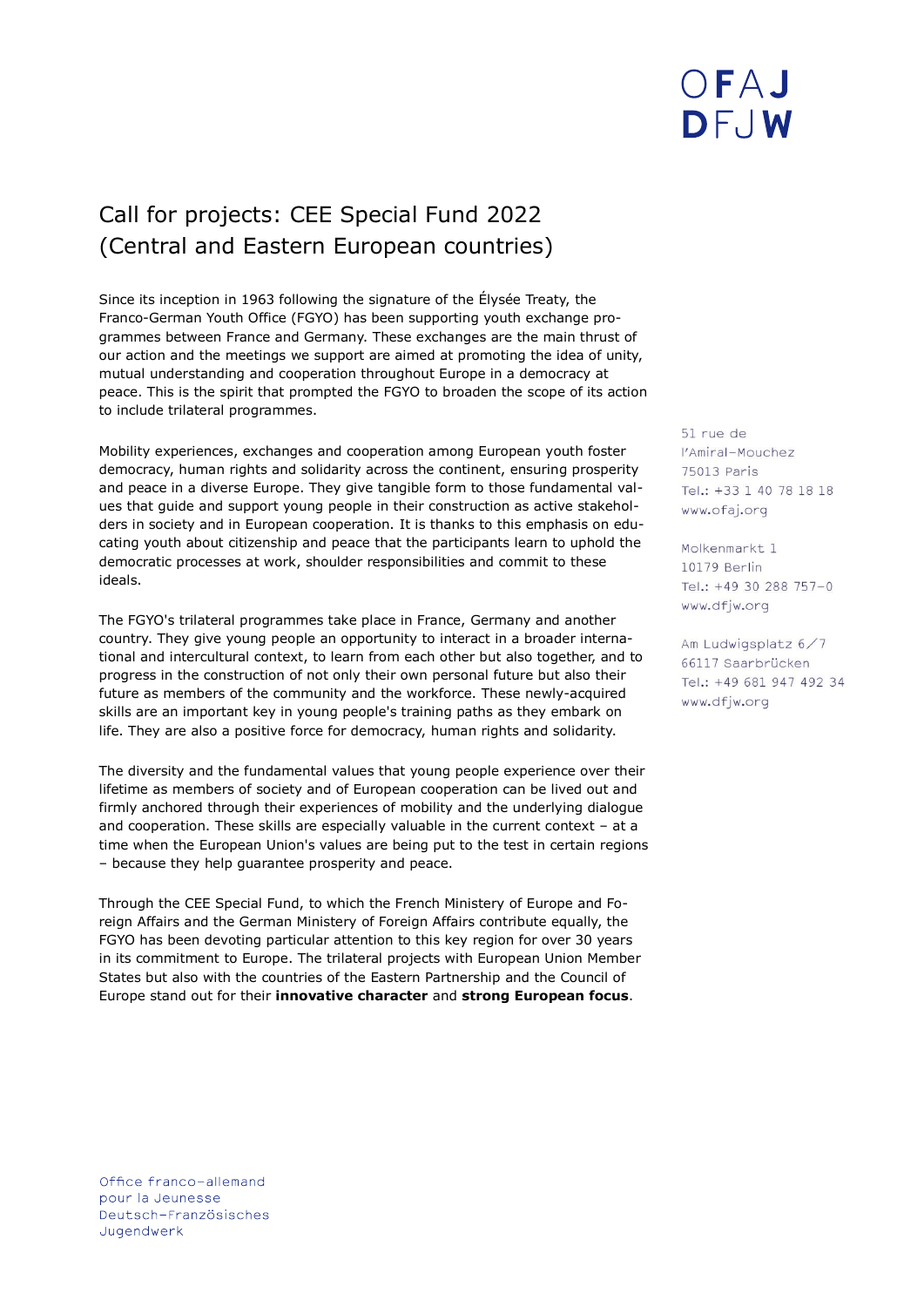# Call for projects: CEE Special Fund 2022 (Central and Eastern European countries)

Since its inception in 1963 following the signature of the Élysée Treaty, the Franco-German Youth Office (FGYO) has been supporting youth exchange programmes between France and Germany. These exchanges are the main thrust of our action and the meetings we support are aimed at promoting the idea of unity, mutual understanding and cooperation throughout Europe in a democracy at peace. This is the spirit that prompted the FGYO to broaden the scope of its action to include trilateral programmes.

Mobility experiences, exchanges and cooperation among European youth foster democracy, human rights and solidarity across the continent, ensuring prosperity and peace in a diverse Europe. They give tangible form to those fundamental values that guide and support young people in their construction as active stakeholders in society and in European cooperation. It is thanks to this emphasis on educating youth about citizenship and peace that the participants learn to uphold the democratic processes at work, shoulder responsibilities and commit to these ideals.

The FGYO's trilateral programmes take place in France, Germany and another country. They give young people an opportunity to interact in a broader international and intercultural context, to learn from each other but also together, and to progress in the construction of not only their own personal future but also their future as members of the community and the workforce. These newly-acquired skills are an important key in young people's training paths as they embark on life. They are also a positive force for democracy, human rights and solidarity.

The diversity and the fundamental values that young people experience over their lifetime as members of society and of European cooperation can be lived out and firmly anchored through their experiences of mobility and the underlying dialogue and cooperation. These skills are especially valuable in the current context – at a time when the European Union's values are being put to the test in certain regions – because they help guarantee prosperity and peace.

Through the CEE Special Fund, to which the French Ministry of Europe and Foreign Affairs and the German Ministry of Foreign Affairs contribute equally, the FGYO has been devoting particular attention to this key region for over 30 years in its commitment to Europe. The trilateral projects with European Union Member States but also with the countries of the Eastern Partnership and the Council of Europe stand out for their **innovative character** and **strong European focus**.

51 rue de l'Amiral-Mouchez
75013 Paris
Tel.: +33 1 40 78 18 18
www.ofaj.org

Molkenmarkt 1
10179 Berlin
Tel.: +49 30 288 757-0
www.dfjw.org

Am Ludwigsplatz 6/7
66117 Saarbrücken
Tel.: +49 681 947 492 34
www.dfjw.org

Office franco-allemand pour la Jeunesse
Deutsch-Französisches Jugendwerk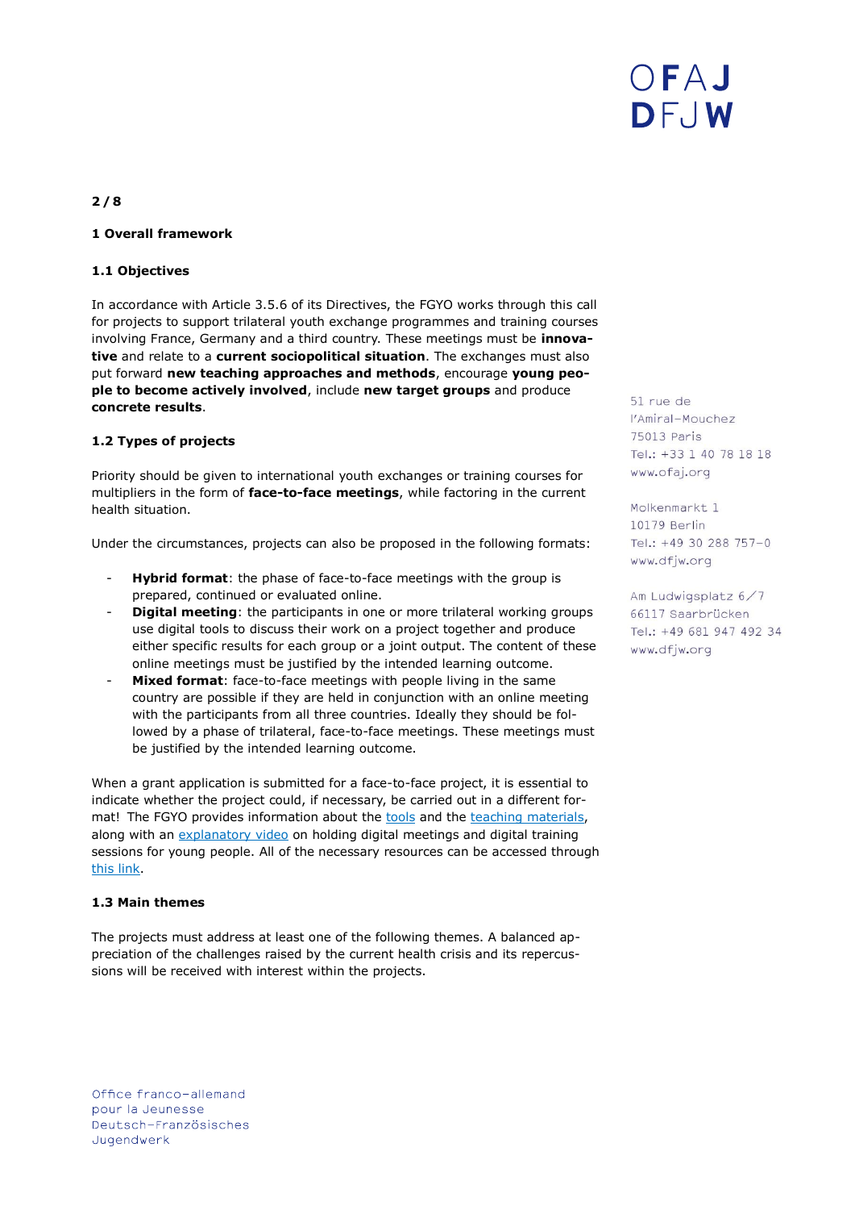## 1 Overall framework

### 1.1 Objectives

In accordance with Article 3.5.6 of its Directives, the FGYO works through this call for projects to support trilateral youth exchange programmes and training courses involving France, Germany and a third country. These meetings must be **innovative** and relate to a **current sociopolitical situation**. The exchanges must also put forward **new teaching approaches and methods**, encourage **young people to become actively involved**, include **new target groups** and produce **concrete results**.

### 1.2 Types of projects

Priority should be given to international youth exchanges or training courses for multipliers in the form of **face-to-face meetings**, while factoring in the current health situation.

Under the circumstances, projects can also be proposed in the following formats:

- **Hybrid format**: the phase of face-to-face meetings with the group is prepared, continued or evaluated online.
- **Digital meeting**: the participants in one or more trilateral working groups use digital tools to discuss their work on a project together and produce either specific results for each group or a joint output. The content of these online meetings must be justified by the intended learning outcome.
- **Mixed format**: face-to-face meetings with people living in the same country are possible if they are held in conjunction with an online meeting with the participants from all three countries. Ideally they should be followed by a phase of trilateral, face-to-face meetings. These meetings must be justified by the intended learning outcome.

When a grant application is submitted for a face-to-face project, it is essential to indicate whether the project could, if necessary, be carried out in a different format! The FGYO provides information about the tools and the teaching materials, along with an explanatory video on holding digital meetings and digital training sessions for young people. All of the necessary resources can be accessed through this link.

### 1.3 Main themes

The projects must address at least one of the following themes. A balanced appreciation of the challenges raised by the current health crisis and its repercussions will be received with interest within the projects.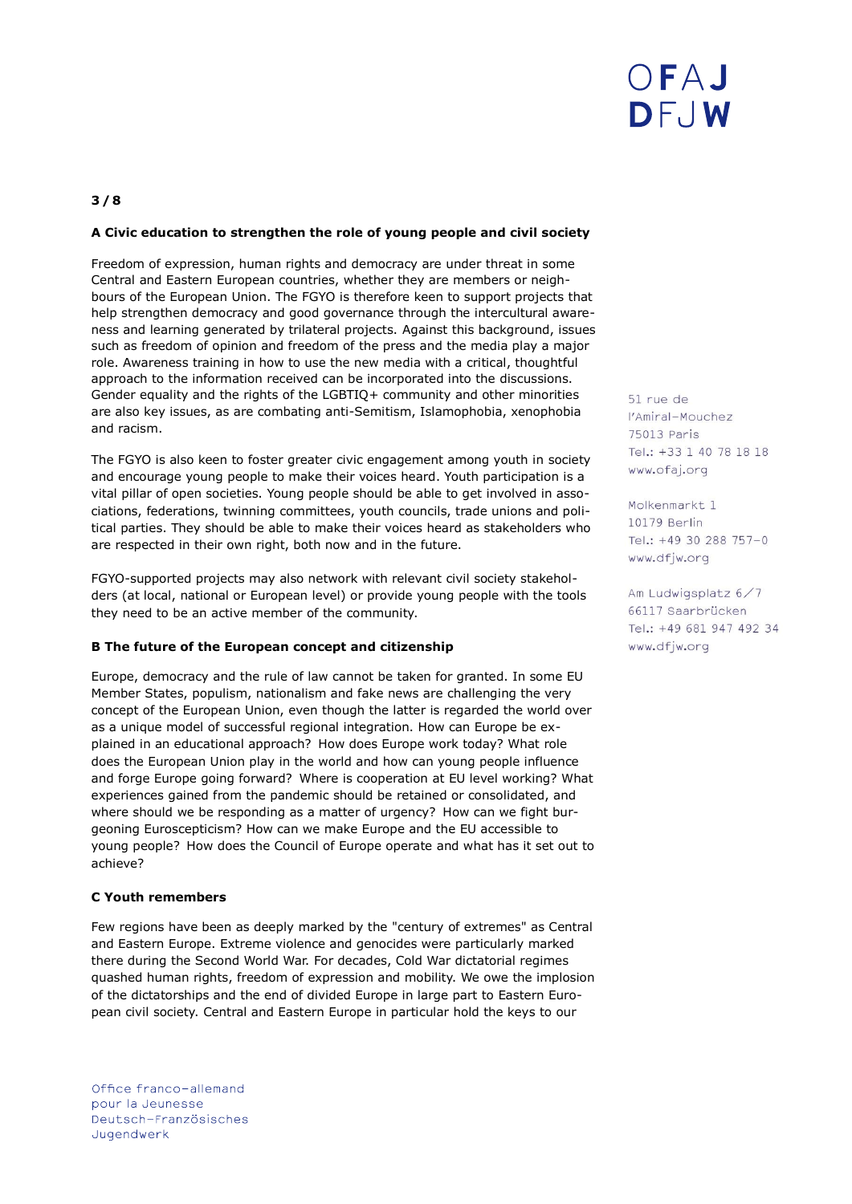### A Civic education to strengthen the role of young people and civil society

Freedom of expression, human rights and democracy are under threat in some Central and Eastern European countries, whether they are members or neighbours of the European Union. The FGYO is therefore keen to support projects that help strengthen democracy and good governance through the intercultural awareness and learning generated by trilateral projects. Against this background, issues such as freedom of opinion and freedom of the press and the media play a major role. Awareness training in how to use the new media with a critical, thoughtful approach to the information received can be incorporated into the discussions. Gender equality and the rights of the LGBTIQ+ community and other minorities are also key issues, as are combating anti-Semitism, Islamophobia, xenophobia and racism.

The FGYO is also keen to foster greater civic engagement among youth in society and encourage young people to make their voices heard. Youth participation is a vital pillar of open societies. Young people should be able to get involved in associations, federations, twinning committees, youth councils, trade unions and political parties. They should be able to make their voices heard as stakeholders who are respected in their own right, both now and in the future.

FGYO-supported projects may also network with relevant civil society stakeholders (at local, national or European level) or provide young people with the tools they need to be an active member of the community.

### B The future of the European concept and citizenship

Europe, democracy and the rule of law cannot be taken for granted. In some EU Member States, populism, nationalism and fake news are challenging the very concept of the European Union, even though the latter is regarded the world over as a unique model of successful regional integration. How can Europe be explained in an educational approach? How does Europe work today? What role does the European Union play in the world and how can young people influence and forge Europe going forward? Where is cooperation at EU level working? What experiences gained from the pandemic should be retained or consolidated, and where should we be responding as a matter of urgency? How can we fight burgeoning Euroscepticism? How can we make Europe and the EU accessible to young people? How does the Council of Europe operate and what has it set out to achieve?

### C Youth remembers

Few regions have been as deeply marked by the "century of extremes" as Central and Eastern Europe. Extreme violence and genocides were particularly marked there during the Second World War. For decades, Cold War dictatorial regimes quashed human rights, freedom of expression and mobility. We owe the implosion of the dictatorships and the end of divided Europe in large part to Eastern European civil society. Central and Eastern Europe in particular hold the keys to our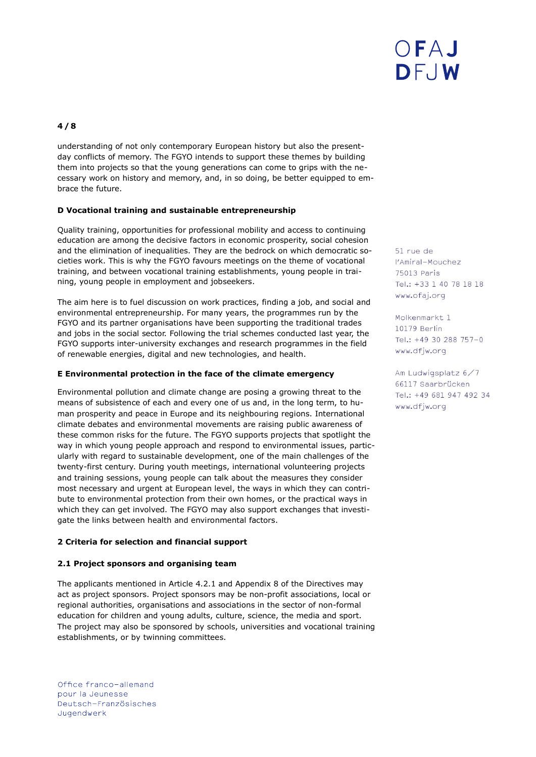understanding of not only contemporary European history but also the present-day conflicts of memory. The FGYO intends to support these themes by building them into projects so that the young generations can come to grips with the necessary work on history and memory, and, in so doing, be better equipped to embrace the future.

### D Vocational training and sustainable entrepreneurship

Quality training, opportunities for professional mobility and access to continuing education are among the decisive factors in economic prosperity, social cohesion and the elimination of inequalities. They are the bedrock on which democratic societies work. This is why the FGYO favours meetings on the theme of vocational training, and between vocational training establishments, young people in training, young people in employment and jobseekers.

The aim here is to fuel discussion on work practices, finding a job, and social and environmental entrepreneurship. For many years, the programmes run by the FGYO and its partner organisations have been supporting the traditional trades and jobs in the social sector. Following the trial schemes conducted last year, the FGYO supports inter-university exchanges and research programmes in the field of renewable energies, digital and new technologies, and health.

### E Environmental protection in the face of the climate emergency

Environmental pollution and climate change are posing a growing threat to the means of subsistence of each and every one of us and, in the long term, to human prosperity and peace in Europe and its neighbouring regions. International climate debates and environmental movements are raising public awareness of these common risks for the future. The FGYO supports projects that spotlight the way in which young people approach and respond to environmental issues, particularly with regard to sustainable development, one of the main challenges of the twenty-first century. During youth meetings, international volunteering projects and training sessions, young people can talk about the measures they consider most necessary and urgent at European level, the ways in which they can contribute to environmental protection from their own homes, or the practical ways in which they can get involved. The FGYO may also support exchanges that investigate the links between health and environmental factors.

## 2 Criteria for selection and financial support

### 2.1 Project sponsors and organising team

The applicants mentioned in Article 4.2.1 and Appendix 8 of the Directives may act as project sponsors. Project sponsors may be non-profit associations, local or regional authorities, organisations and associations in the sector of non-formal education for children and young adults, culture, science, the media and sport. The project may also be sponsored by schools, universities and vocational training establishments, or by twinning committees.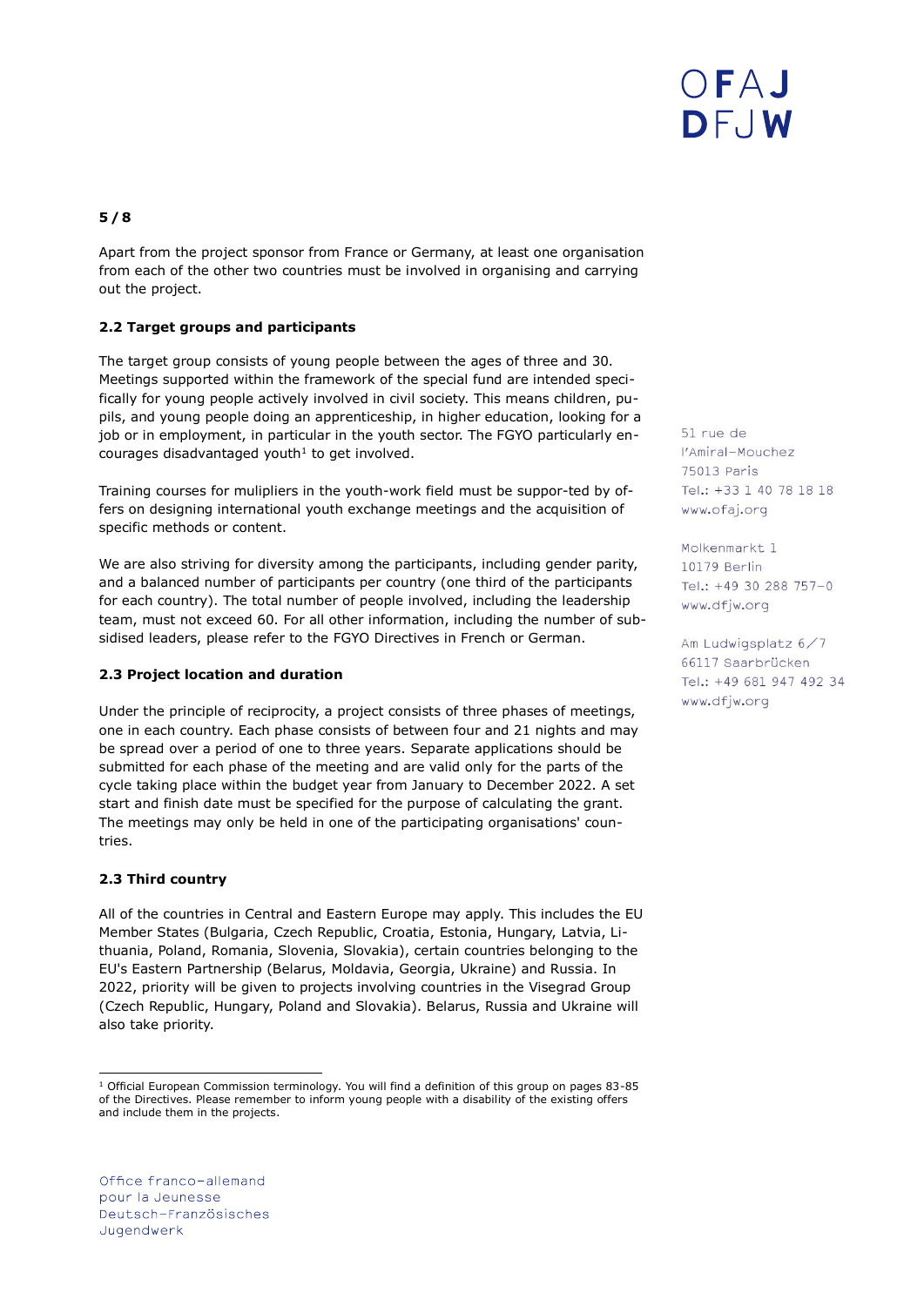Apart from the project sponsor from France or Germany, at least one organisation from each of the other two countries must be involved in organising and carrying out the project.

### 2.2 Target groups and participants

The target group consists of young people between the ages of three and 30. Meetings supported within the framework of the special fund are intended specifically for young people actively involved in civil society. This means children, pupils, and young people doing an apprenticeship, in higher education, looking for a job or in employment, in particular in the youth sector. The FGYO particularly encourages disadvantaged youth[1] to get involved.

Training courses for mulipliers in the youth-work field must be suppor-ted by offers on designing international youth exchange meetings and the acquisition of specific methods or content.

We are also striving for diversity among the participants, including gender parity, and a balanced number of participants per country (one third of the participants for each country). The total number of people involved, including the leadership team, must not exceed 60. For all other information, including the number of subsidised leaders, please refer to the FGYO Directives in French or German.

### 2.3 Project location and duration

Under the principle of reciprocity, a project consists of three phases of meetings, one in each country. Each phase consists of between four and 21 nights and may be spread over a period of one to three years. Separate applications should be submitted for each phase of the meeting and are valid only for the parts of the cycle taking place within the budget year from January to December 2022. A set start and finish date must be specified for the purpose of calculating the grant. The meetings may only be held in one of the participating organisations' countries.

### 2.3 Third country

All of the countries in Central and Eastern Europe may apply. This includes the EU Member States (Bulgaria, Czech Republic, Croatia, Estonia, Hungary, Latvia, Lithuania, Poland, Romania, Slovenia, Slovakia), certain countries belonging to the EU's Eastern Partnership (Belarus, Moldavia, Georgia, Ukraine) and Russia. In 2022, priority will be given to projects involving countries in the Visegrad Group (Czech Republic, Hungary, Poland and Slovakia). Belarus, Russia and Ukraine will also take priority.

---

[1] Official European Commission terminology. You will find a definition of this group on pages 83-85 of the Directives. Please remember to inform young people with a disability of the existing offers and include them in the projects.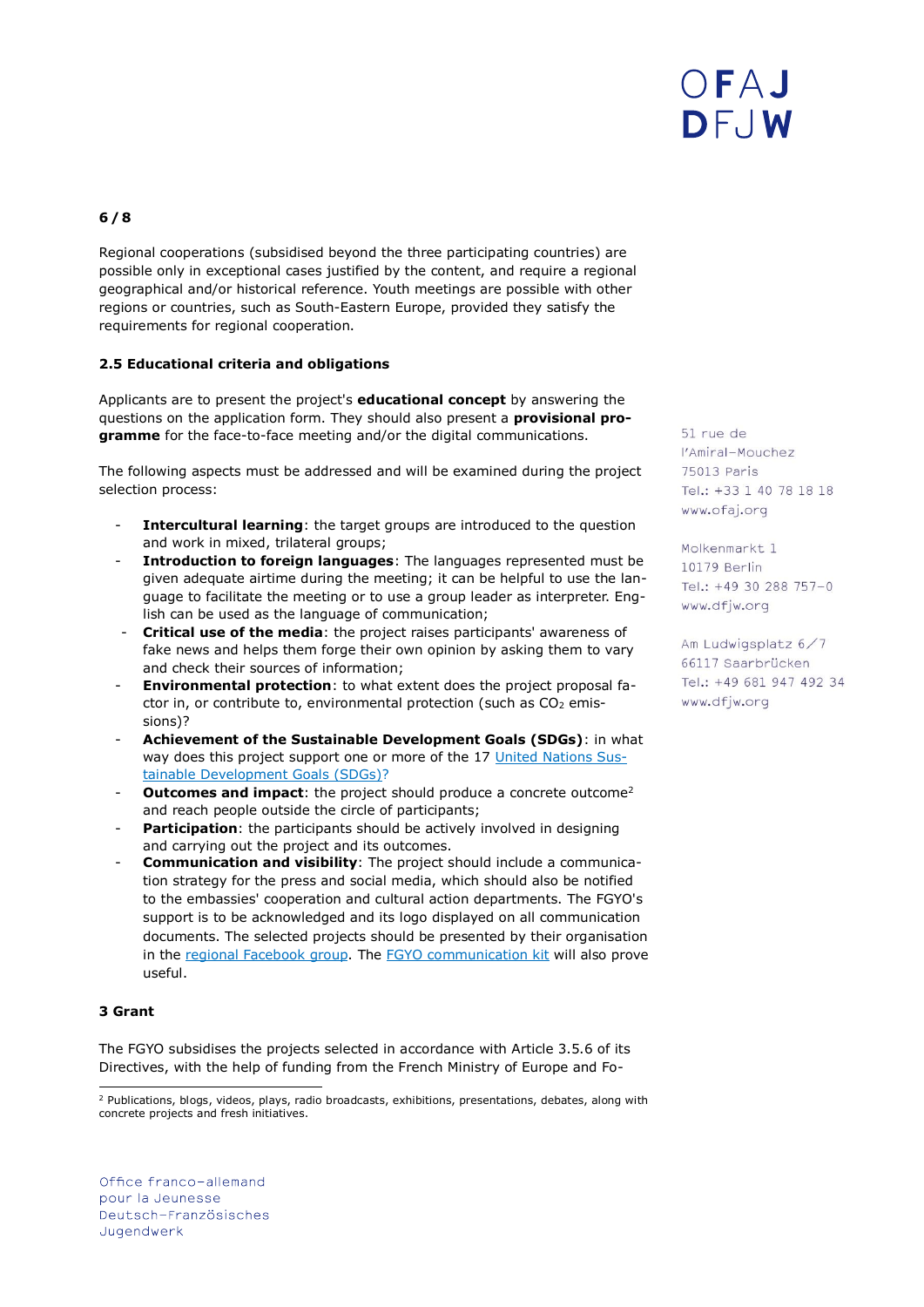Regional cooperations (subsidised beyond the three participating countries) are possible only in exceptional cases justified by the content, and require a regional geographical and/or historical reference. Youth meetings are possible with other regions or countries, such as South-Eastern Europe, provided they satisfy the requirements for regional cooperation.

### 2.5 Educational criteria and obligations

Applicants are to present the project's **educational concept** by answering the questions on the application form. They should also present a **provisional programme** for the face-to-face meeting and/or the digital communications.

The following aspects must be addressed and will be examined during the project selection process:

- **Intercultural learning**: the target groups are introduced to the question and work in mixed, trilateral groups;
- **Introduction to foreign languages**: The languages represented must be given adequate airtime during the meeting; it can be helpful to use the language to facilitate the meeting or to use a group leader as interpreter. English can be used as the language of communication;
- **Critical use of the media**: the project raises participants' awareness of fake news and helps them forge their own opinion by asking them to vary and check their sources of information;
- **Environmental protection**: to what extent does the project proposal factor in, or contribute to, environmental protection (such as $CO_2$ emissions)?
- **Achievement of the Sustainable Development Goals (SDGs)**: in what way does this project support one or more of the 17 [United Nations Sustainable Development Goals (SDGs)?]
- **Outcomes and impact**: the project should produce a concrete outcome[2] and reach people outside the circle of participants;
- **Participation**: the participants should be actively involved in designing and carrying out the project and its outcomes.
- **Communication and visibility**: The project should include a communication strategy for the press and social media, which should also be notified to the embassies' cooperation and cultural action departments. The FGYO's support is to be acknowledged and its logo displayed on all communication documents. The selected projects should be presented by their organisation in the [regional Facebook group]. The [FGYO communication kit] will also prove useful.

## 3 Grant

The FGYO subsidises the projects selected in accordance with Article 3.5.6 of its Directives, with the help of funding from the French Ministry of Europe and Fo-

---

[2] Publications, blogs, videos, plays, radio broadcasts, exhibitions, presentations, debates, along with concrete projects and fresh initiatives.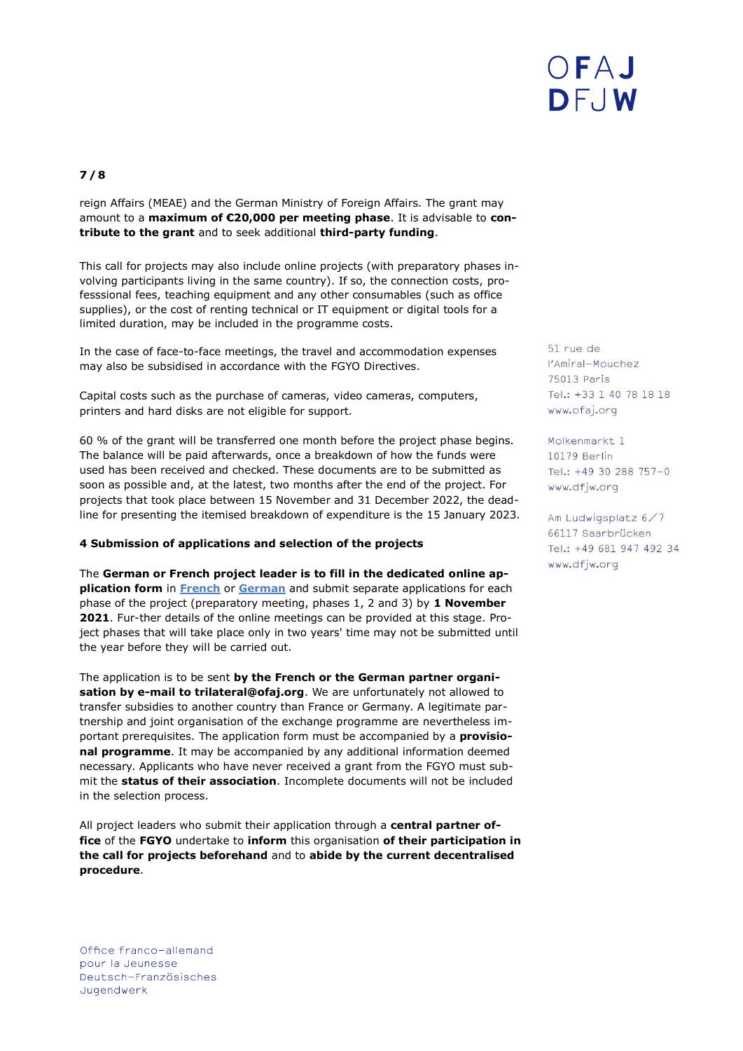reign Affairs (MEAE) and the German Ministry of Foreign Affairs. The grant may amount to a **maximum of €20,000 per meeting phase**. It is advisable to **contribute to the grant** and to seek additional **third-party funding**.

This call for projects may also include online projects (with preparatory phases involving participants living in the same country). If so, the connection costs, professsional fees, teaching equipment and any other consumables (such as office supplies), or the cost of renting technical or IT equipment or digital tools for a limited duration, may be included in the programme costs.

In the case of face-to-face meetings, the travel and accommodation expenses may also be subsidised in accordance with the FGYO Directives.

Capital costs such as the purchase of cameras, video cameras, computers, printers and hard disks are not eligible for support.

60 % of the grant will be transferred one month before the project phase begins. The balance will be paid afterwards, once a breakdown of how the funds were used has been received and checked. These documents are to be submitted as soon as possible and, at the latest, two months after the end of the project. For projects that took place between 15 November and 31 December 2022, the deadline for presenting the itemised breakdown of expenditure is the 15 January 2023.

### 4 Submission of applications and selection of the projects

The **German or French project leader is to fill in the dedicated online application form** in French or German and submit separate applications for each phase of the project (preparatory meeting, phases 1, 2 and 3) by **1 November 2021**. Fur-ther details of the online meetings can be provided at this stage. Project phases that will take place only in two years' time may not be submitted until the year before they will be carried out.

The application is to be sent **by the French or the German partner organisation by e-mail to trilateral@ofaj.org**. We are unfortunately not allowed to transfer subsidies to another country than France or Germany. A legitimate partnership and joint organisation of the exchange programme are nevertheless important prerequisites. The application form must be accompanied by a **provisional programme**. It may be accompanied by any additional information deemed necessary. Applicants who have never received a grant from the FGYO must submit the **status of their association**. Incomplete documents will not be included in the selection process.

All project leaders who submit their application through a **central partner office** of the **FGYO** undertake to **inform** this organisation **of their participation in the call for projects beforehand** and to **abide by the current decentralised procedure**.

51 rue de l'Amiral-Mouchez
75013 Paris
Tel.: +33 1 40 78 18 18
www.ofaj.org

Molkenmarkt 1
10179 Berlin
Tel.: +49 30 288 757-0
www.dfjw.org

Am Ludwigsplatz 6/7
66117 Saarbrücken
Tel.: +49 681 947 492 34
www.dfjw.org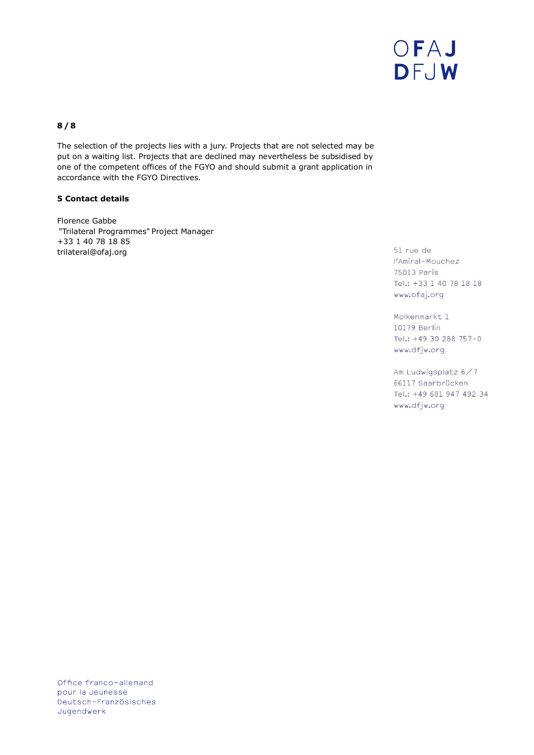The selection of the projects lies with a jury. Projects that are not selected may be put on a waiting list. Projects that are declined may nevertheless be subsidised by one of the competent offices of the FGYO and should submit a grant application in accordance with the FGYO Directives.

## 5 Contact details

Florence Gabbe
"Trilateral Programmes" Project Manager
+33 1 40 78 18 85
trilateral@ofaj.org

51 rue de
l'Amiral-Mouchez
75013 Paris
Tel.: +33 1 40 78 18 18
www.ofaj.org

Molkenmarkt 1
10179 Berlin
Tel.: +49 30 288 757-0
www.dfjw.org

Am Ludwigsplatz 6/7
66117 Saarbrücken
Tel.: +49 681 947 492 34
www.dfjw.org

Office franco-allemand
pour la Jeunesse
Deutsch-Französisches
Jugendwerk